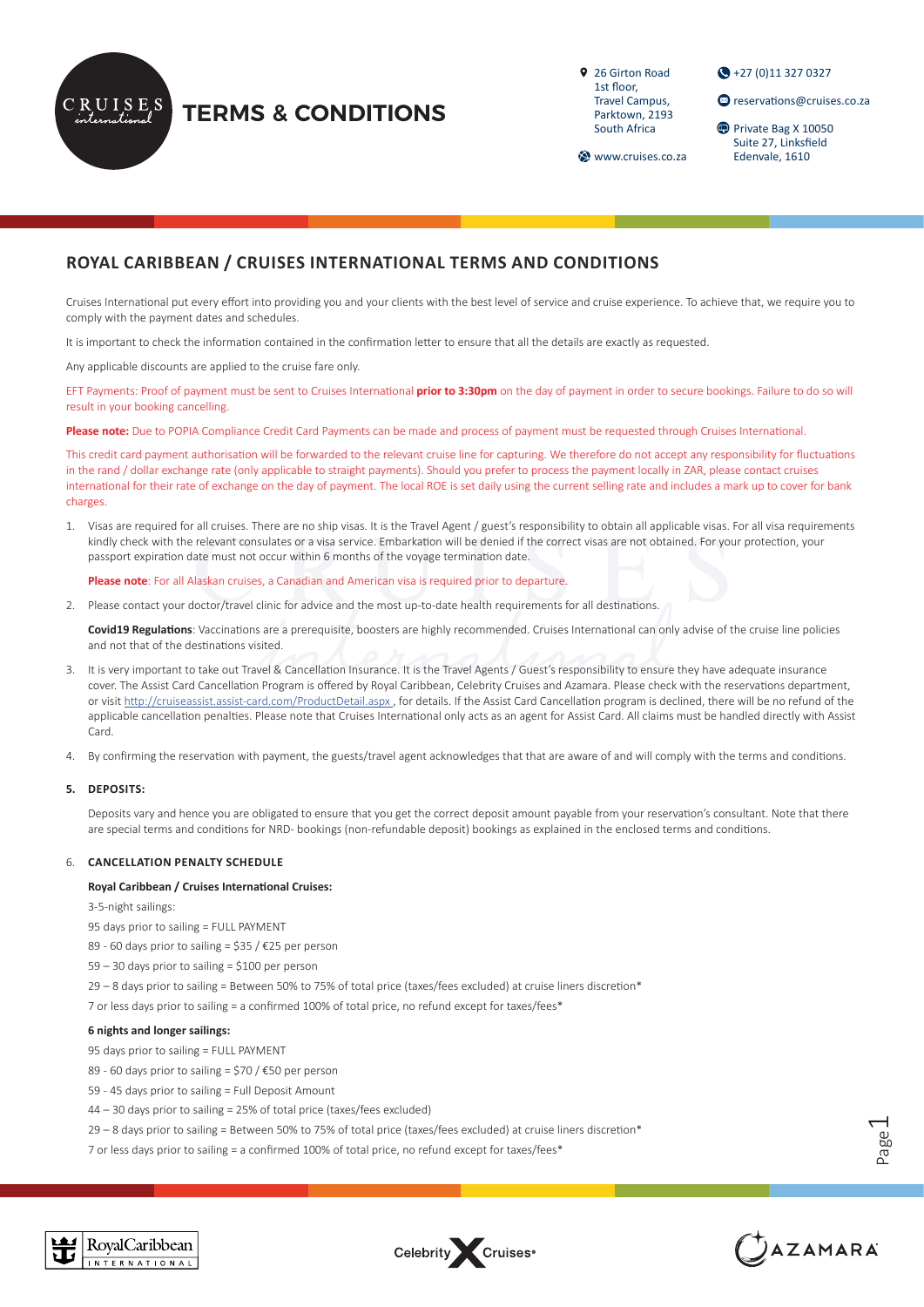# TERMS & CONDITIONS

26 Girton Road
1st floor,
Travel Campus,
Parktown, 2193
South Africa

www.cruises.co.za

+27 (0)11 327 0327

reservations@cruises.co.za

Private Bag X 10050
Suite 27, Linksfield
Edenvale, 1610

## ROYAL CARIBBEAN / CRUISES INTERNATIONAL TERMS AND CONDITIONS

Cruises International put every effort into providing you and your clients with the best level of service and cruise experience. To achieve that, we require you to comply with the payment dates and schedules.

It is important to check the information contained in the confirmation letter to ensure that all the details are exactly as requested.

Any applicable discounts are applied to the cruise fare only.

EFT Payments: Proof of payment must be sent to Cruises International **prior to 3:30pm** on the day of payment in order to secure bookings. Failure to do so will result in your booking cancelling.

**Please note:** Due to POPIA Compliance Credit Card Payments can be made and process of payment must be requested through Cruises International.

This credit card payment authorisation will be forwarded to the relevant cruise line for capturing. We therefore do not accept any responsibility for fluctuations in the rand / dollar exchange rate (only applicable to straight payments). Should you prefer to process the payment locally in ZAR, please contact cruises international for their rate of exchange on the day of payment. The local ROE is set daily using the current selling rate and includes a mark up to cover for bank charges.

1. Visas are required for all cruises. There are no ship visas. It is the Travel Agent / guest's responsibility to obtain all applicable visas. For all visa requirements kindly check with the relevant consulates or a visa service. Embarkation will be denied if the correct visas are not obtained. For your protection, your passport expiration date must not occur within 6 months of the voyage termination date.

   **Please note**: For all Alaskan cruises, a Canadian and American visa is required prior to departure.

2. Please contact your doctor/travel clinic for advice and the most up-to-date health requirements for all destinations.

   **Covid19 Regulations**: Vaccinations are a prerequisite, boosters are highly recommended. Cruises International can only advise of the cruise line policies and not that of the destinations visited.

3. It is very important to take out Travel & Cancellation Insurance. It is the Travel Agents / Guest's responsibility to ensure they have adequate insurance cover. The Assist Card Cancellation Program is offered by Royal Caribbean, Celebrity Cruises and Azamara. Please check with the reservations department, or visit http://cruiseassist.assist-card.com/ProductDetail.aspx , for details. If the Assist Card Cancellation program is declined, there will be no refund of the applicable cancellation penalties. Please note that Cruises International only acts as an agent for Assist Card. All claims must be handled directly with Assist Card.

4. By confirming the reservation with payment, the guests/travel agent acknowledges that that are aware of and will comply with the terms and conditions.

5. **DEPOSITS:**

   Deposits vary and hence you are obligated to ensure that you get the correct deposit amount payable from your reservation's consultant. Note that there are special terms and conditions for NRD- bookings (non-refundable deposit) bookings as explained in the enclosed terms and conditions.

6. **CANCELLATION PENALTY SCHEDULE**

   **Royal Caribbean / Cruises International Cruises:**

   3-5-night sailings:

   95 days prior to sailing = FULL PAYMENT

   89 - 60 days prior to sailing = $35 / €25 per person

   59 – 30 days prior to sailing = $100 per person

   29 – 8 days prior to sailing = Between 50% to 75% of total price (taxes/fees excluded) at cruise liners discretion*

   7 or less days prior to sailing = a confirmed 100% of total price, no refund except for taxes/fees*

   **6 nights and longer sailings:**

   95 days prior to sailing = FULL PAYMENT

   89 - 60 days prior to sailing = $70 / €50 per person

   59 - 45 days prior to sailing = Full Deposit Amount

   44 – 30 days prior to sailing = 25% of total price (taxes/fees excluded)

   29 – 8 days prior to sailing = Between 50% to 75% of total price (taxes/fees excluded) at cruise liners discretion*

   7 or less days prior to sailing = a confirmed 100% of total price, no refund except for taxes/fees*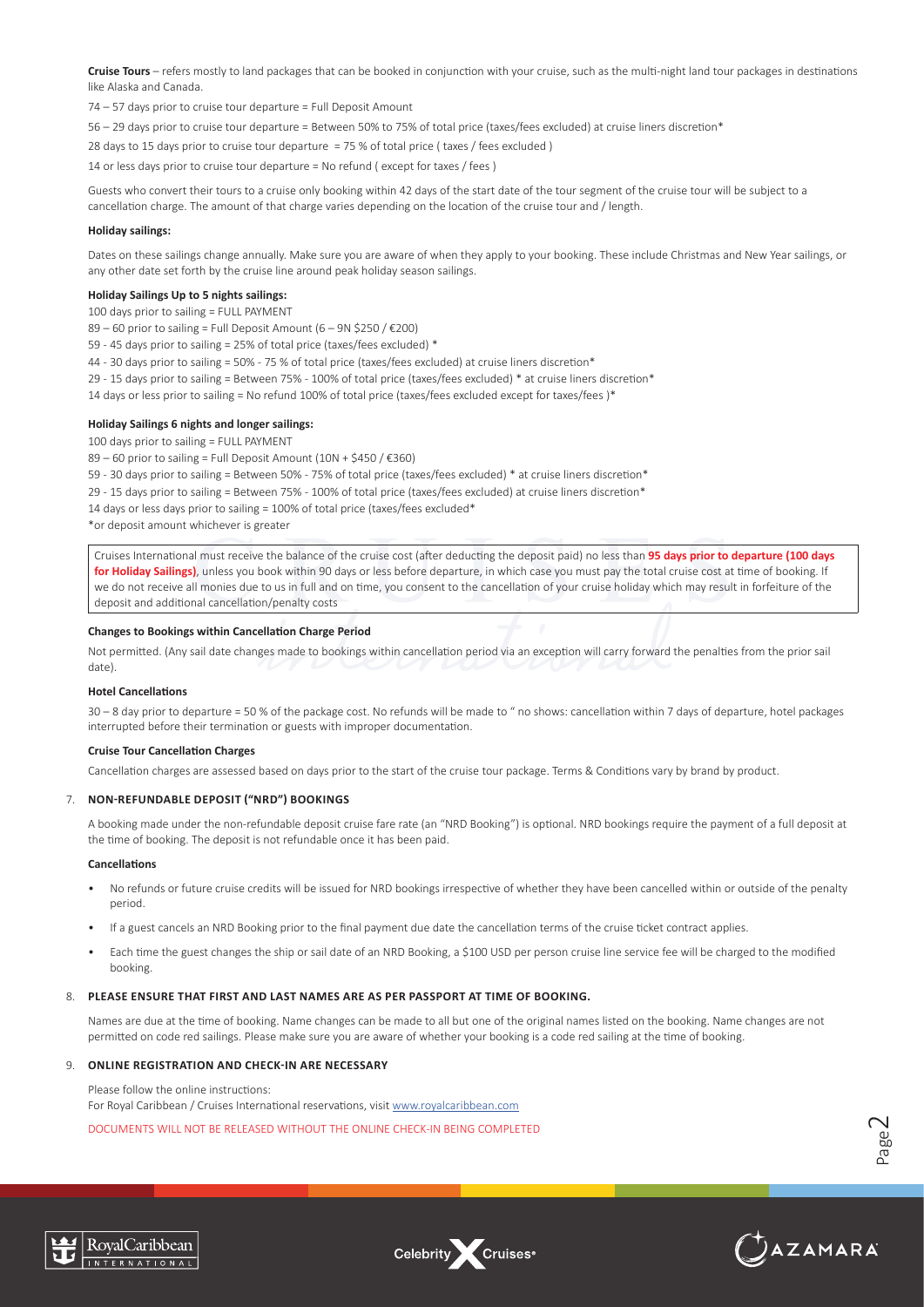**Cruise Tours** – refers mostly to land packages that can be booked in conjunction with your cruise, such as the multi-night land tour packages in destinations like Alaska and Canada.

74 – 57 days prior to cruise tour departure = Full Deposit Amount

56 – 29 days prior to cruise tour departure = Between 50% to 75% of total price (taxes/fees excluded) at cruise liners discretion*

28 days to 15 days prior to cruise tour departure = 75 % of total price ( taxes / fees excluded )

14 or less days prior to cruise tour departure = No refund ( except for taxes / fees )

Guests who convert their tours to a cruise only booking within 42 days of the start date of the tour segment of the cruise tour will be subject to a cancellation charge. The amount of that charge varies depending on the location of the cruise tour and / length.

**Holiday sailings:**

Dates on these sailings change annually. Make sure you are aware of when they apply to your booking. These include Christmas and New Year sailings, or any other date set forth by the cruise line around peak holiday season sailings.

**Holiday Sailings Up to 5 nights sailings:**

100 days prior to sailing = FULL PAYMENT

89 – 60 prior to sailing = Full Deposit Amount (6 – 9N $250 / €200)

59 - 45 days prior to sailing = 25% of total price (taxes/fees excluded) *

44 - 30 days prior to sailing = 50% - 75 % of total price (taxes/fees excluded) at cruise liners discretion*

29 - 15 days prior to sailing = Between 75% - 100% of total price (taxes/fees excluded) * at cruise liners discretion*

14 days or less prior to sailing = No refund 100% of total price (taxes/fees excluded except for taxes/fees )*

**Holiday Sailings 6 nights and longer sailings:**

100 days prior to sailing = FULL PAYMENT

89 – 60 prior to sailing = Full Deposit Amount (10N + $450 / €360)

59 - 30 days prior to sailing = Between 50% - 75% of total price (taxes/fees excluded) * at cruise liners discretion*

29 - 15 days prior to sailing = Between 75% - 100% of total price (taxes/fees excluded) at cruise liners discretion*

14 days or less days prior to sailing = 100% of total price (taxes/fees excluded*

*or deposit amount whichever is greater

Cruises International must receive the balance of the cruise cost (after deducting the deposit paid) no less than **95 days prior to departure (100 days for Holiday Sailings)**, unless you book within 90 days or less before departure, in which case you must pay the total cruise cost at time of booking. If we do not receive all monies due to us in full and on time, you consent to the cancellation of your cruise holiday which may result in forfeiture of the deposit and additional cancellation/penalty costs

**Changes to Bookings within Cancellation Charge Period**

Not permitted. (Any sail date changes made to bookings within cancellation period via an exception will carry forward the penalties from the prior sail date).

**Hotel Cancellations**

30 – 8 day prior to departure = 50 % of the package cost. No refunds will be made to " no shows: cancellation within 7 days of departure, hotel packages interrupted before their termination or guests with improper documentation.

**Cruise Tour Cancellation Charges**

Cancellation charges are assessed based on days prior to the start of the cruise tour package. Terms & Conditions vary by brand by product.

## 7. NON-REFUNDABLE DEPOSIT ("NRD") BOOKINGS

A booking made under the non-refundable deposit cruise fare rate (an "NRD Booking") is optional. NRD bookings require the payment of a full deposit at the time of booking. The deposit is not refundable once it has been paid.

**Cancellations**

- No refunds or future cruise credits will be issued for NRD bookings irrespective of whether they have been cancelled within or outside of the penalty period.
- If a guest cancels an NRD Booking prior to the final payment due date the cancellation terms of the cruise ticket contract applies.
- Each time the guest changes the ship or sail date of an NRD Booking, a $100 USD per person cruise line service fee will be charged to the modified booking.

## 8. PLEASE ENSURE THAT FIRST AND LAST NAMES ARE AS PER PASSPORT AT TIME OF BOOKING.

Names are due at the time of booking. Name changes can be made to all but one of the original names listed on the booking. Name changes are not permitted on code red sailings. Please make sure you are aware of whether your booking is a code red sailing at the time of booking.

## 9. ONLINE REGISTRATION AND CHECK-IN ARE NECESSARY

Please follow the online instructions:
For Royal Caribbean / Cruises International reservations, visit www.royalcaribbean.com

DOCUMENTS WILL NOT BE RELEASED WITHOUT THE ONLINE CHECK-IN BEING COMPLETED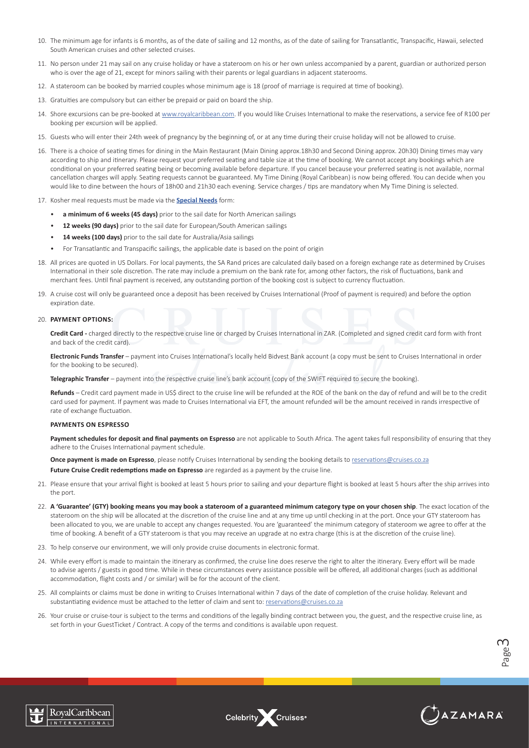10. The minimum age for infants is 6 months, as of the date of sailing and 12 months, as of the date of sailing for Transatlantic, Transpacific, Hawaii, selected South American cruises and other selected cruises.

11. No person under 21 may sail on any cruise holiday or have a stateroom on his or her own unless accompanied by a parent, guardian or authorized person who is over the age of 21, except for minors sailing with their parents or legal guardians in adjacent staterooms.

12. A stateroom can be booked by married couples whose minimum age is 18 (proof of marriage is required at time of booking).

13. Gratuities are compulsory but can either be prepaid or paid on board the ship.

14. Shore excursions can be pre-booked at www.royalcaribbean.com. If you would like Cruises International to make the reservations, a service fee of R100 per booking per excursion will be applied.

15. Guests who will enter their 24th week of pregnancy by the beginning of, or at any time during their cruise holiday will not be allowed to cruise.

16. There is a choice of seating times for dining in the Main Restaurant (Main Dining approx.18h30 and Second Dining approx. 20h30) Dining times may vary according to ship and itinerary. Please request your preferred seating and table size at the time of booking. We cannot accept any bookings which are conditional on your preferred seating being or becoming available before departure. If you cancel because your preferred seating is not available, normal cancellation charges will apply. Seating requests cannot be guaranteed. My Time Dining (Royal Caribbean) is now being offered. You can decide when you would like to dine between the hours of 18h00 and 21h30 each evening. Service charges / tips are mandatory when My Time Dining is selected.

17. Kosher meal requests must be made via the **Special Needs** form:
    - **a minimum of 6 weeks (45 days)** prior to the sail date for North American sailings
    - **12 weeks (90 days)** prior to the sail date for European/South American sailings
    - **14 weeks (100 days)** prior to the sail date for Australia/Asia sailings
    - For Transatlantic and Transpacific sailings, the applicable date is based on the point of origin

18. All prices are quoted in US Dollars. For local payments, the SA Rand prices are calculated daily based on a foreign exchange rate as determined by Cruises International in their sole discretion. The rate may include a premium on the bank rate for, among other factors, the risk of fluctuations, bank and merchant fees. Until final payment is received, any outstanding portion of the booking cost is subject to currency fluctuation.

19. A cruise cost will only be guaranteed once a deposit has been received by Cruises International (Proof of payment is required) and before the option expiration date.

20. **PAYMENT OPTIONS:**

    **Credit Card -** charged directly to the respective cruise line or charged by Cruises International in ZAR. (Completed and signed credit card form with front and back of the credit card).

    **Electronic Funds Transfer** – payment into Cruises International's locally held Bidvest Bank account (a copy must be sent to Cruises International in order for the booking to be secured).

    **Telegraphic Transfer** – payment into the respective cruise line's bank account (copy of the SWIFT required to secure the booking).

    **Refunds** – Credit card payment made in US$ direct to the cruise line will be refunded at the ROE of the bank on the day of refund and will be to the credit card used for payment. If payment was made to Cruises International via EFT, the amount refunded will be the amount received in rands irrespective of rate of exchange fluctuation.

    **PAYMENTS ON ESPRESSO**

    **Payment schedules for deposit and final payments on Espresso** are not applicable to South Africa. The agent takes full responsibility of ensuring that they adhere to the Cruises International payment schedule.

    **Once payment is made on Espresso**, please notify Cruises International by sending the booking details to reservations@cruises.co.za

    **Future Cruise Credit redemptions made on Espresso** are regarded as a payment by the cruise line.

21. Please ensure that your arrival flight is booked at least 5 hours prior to sailing and your departure flight is booked at least 5 hours after the ship arrives into the port.

22. **A 'Guarantee' (GTY) booking means you may book a stateroom of a guaranteed minimum category type on your chosen ship**. The exact location of the stateroom on the ship will be allocated at the discretion of the cruise line and at any time up until checking in at the port. Once your GTY stateroom has been allocated to you, we are unable to accept any changes requested. You are 'guaranteed' the minimum category of stateroom we agree to offer at the time of booking. A benefit of a GTY stateroom is that you may receive an upgrade at no extra charge (this is at the discretion of the cruise line).

23. To help conserve our environment, we will only provide cruise documents in electronic format.

24. While every effort is made to maintain the itinerary as confirmed, the cruise line does reserve the right to alter the itinerary. Every effort will be made to advise agents / guests in good time. While in these circumstances every assistance possible will be offered, all additional charges (such as additional accommodation, flight costs and / or similar) will be for the account of the client.

25. All complaints or claims must be done in writing to Cruises International within 7 days of the date of completion of the cruise holiday. Relevant and substantiating evidence must be attached to the letter of claim and sent to: reservations@cruises.co.za

26. Your cruise or cruise-tour is subject to the terms and conditions of the legally binding contract between you, the guest, and the respective cruise line, as set forth in your GuestTicket / Contract. A copy of the terms and conditions is available upon request.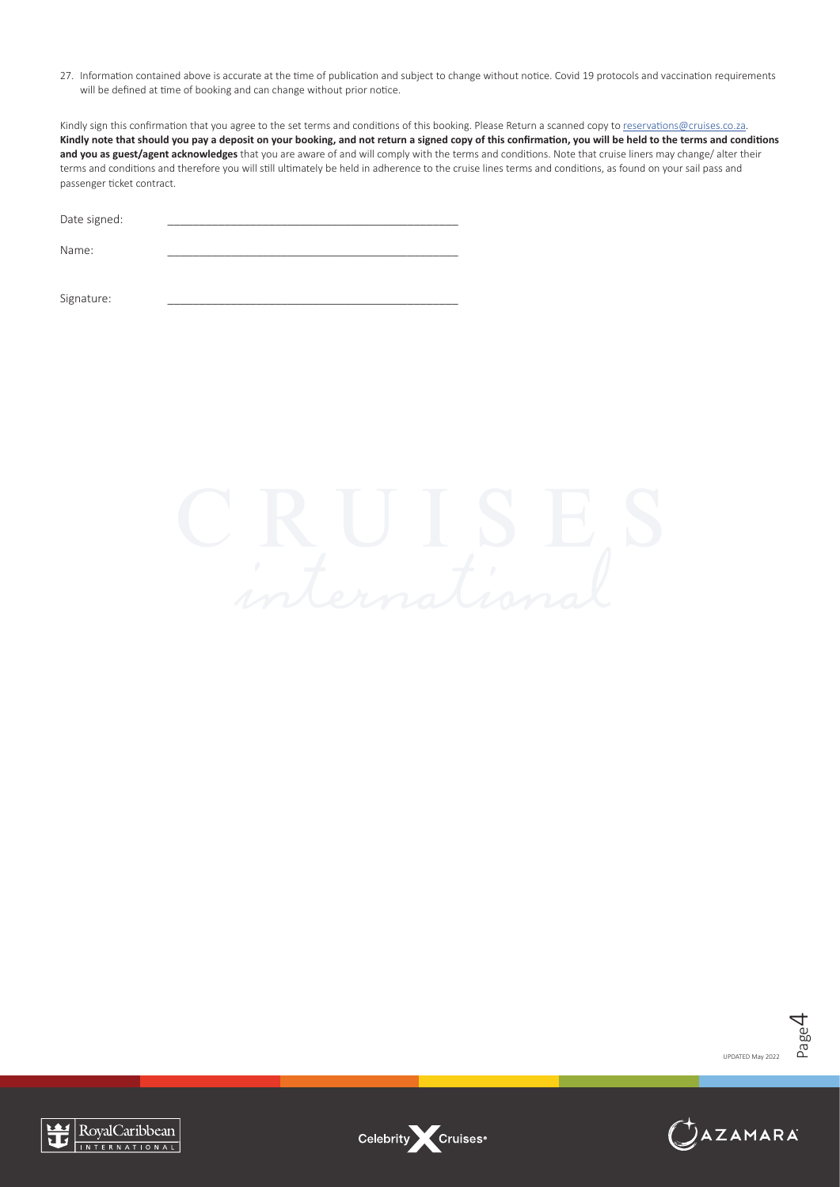27. Information contained above is accurate at the time of publication and subject to change without notice. Covid 19 protocols and vaccination requirements will be defined at time of booking and can change without prior notice.

Kindly sign this confirmation that you agree to the set terms and conditions of this booking. Please Return a scanned copy to reservations@cruises.co.za. **Kindly note that should you pay a deposit on your booking, and not return a signed copy of this confirmation, you will be held to the terms and conditions and you as guest/agent acknowledges** that you are aware of and will comply with the terms and conditions. Note that cruise liners may change/ alter their terms and conditions and therefore you will still ultimately be held in adherence to the cruise lines terms and conditions, as found on your sail pass and passenger ticket contract.

Date signed: ______________________________________________

Name: ______________________________________________

Signature: ______________________________________________

UPDATED May 2022